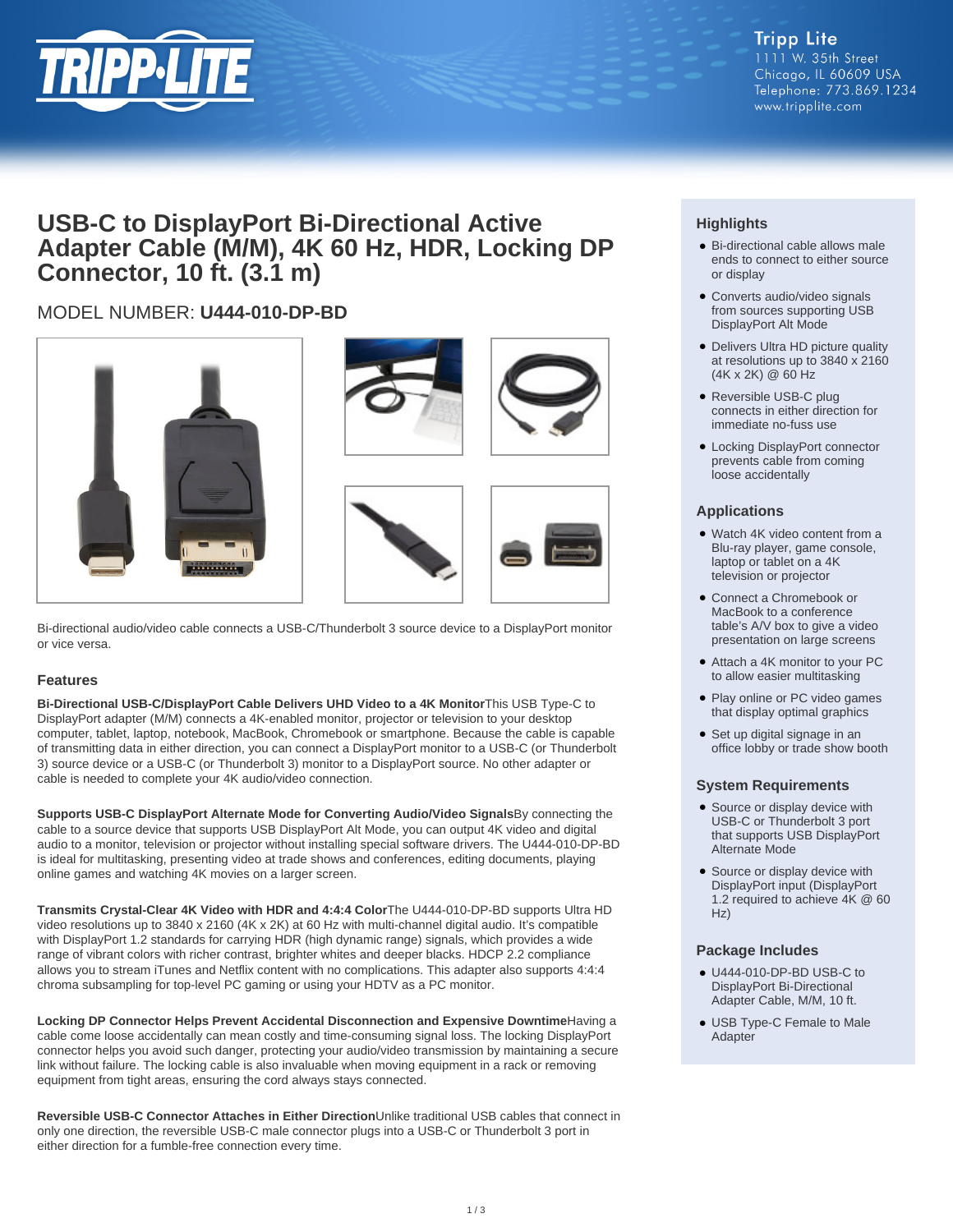Tripp Lite
1111 W. 35th Street
Chicago, IL 60609 USA
Telephone: 773.869.1234
www.tripplite.com

# USB-C to DisplayPort Bi-Directional Active Adapter Cable (M/M), 4K 60 Hz, HDR, Locking DP Connector, 10 ft. (3.1 m)

MODEL NUMBER: **U444-010-DP-BD**

Bi-directional audio/video cable connects a USB-C/Thunderbolt 3 source device to a DisplayPort monitor or vice versa.

## Features

**Bi-Directional USB-C/DisplayPort Cable Delivers UHD Video to a 4K Monitor**This USB Type-C to DisplayPort adapter (M/M) connects a 4K-enabled monitor, projector or television to your desktop computer, tablet, laptop, notebook, MacBook, Chromebook or smartphone. Because the cable is capable of transmitting data in either direction, you can connect a DisplayPort monitor to a USB-C (or Thunderbolt 3) source device or a USB-C (or Thunderbolt 3) monitor to a DisplayPort source. No other adapter or cable is needed to complete your 4K audio/video connection.

**Supports USB-C DisplayPort Alternate Mode for Converting Audio/Video Signals**By connecting the cable to a source device that supports USB DisplayPort Alt Mode, you can output 4K video and digital audio to a monitor, television or projector without installing special software drivers. The U444-010-DP-BD is ideal for multitasking, presenting video at trade shows and conferences, editing documents, playing online games and watching 4K movies on a larger screen.

**Transmits Crystal-Clear 4K Video with HDR and 4:4:4 Color**The U444-010-DP-BD supports Ultra HD video resolutions up to 3840 x 2160 (4K x 2K) at 60 Hz with multi-channel digital audio. It's compatible with DisplayPort 1.2 standards for carrying HDR (high dynamic range) signals, which provides a wide range of vibrant colors with richer contrast, brighter whites and deeper blacks. HDCP 2.2 compliance allows you to stream iTunes and Netflix content with no complications. This adapter also supports 4:4:4 chroma subsampling for top-level PC gaming or using your HDTV as a PC monitor.

**Locking DP Connector Helps Prevent Accidental Disconnection and Expensive Downtime**Having a cable come loose accidentally can mean costly and time-consuming signal loss. The locking DisplayPort connector helps you avoid such danger, protecting your audio/video transmission by maintaining a secure link without failure. The locking cable is also invaluable when moving equipment in a rack or removing equipment from tight areas, ensuring the cord always stays connected.

**Reversible USB-C Connector Attaches in Either Direction**Unlike traditional USB cables that connect in only one direction, the reversible USB-C male connector plugs into a USB-C or Thunderbolt 3 port in either direction for a fumble-free connection every time.

## Highlights

- Bi-directional cable allows male ends to connect to either source or display
- Converts audio/video signals from sources supporting USB DisplayPort Alt Mode
- Delivers Ultra HD picture quality at resolutions up to 3840 x 2160 (4K x 2K) @ 60 Hz
- Reversible USB-C plug connects in either direction for immediate no-fuss use
- Locking DisplayPort connector prevents cable from coming loose accidentally

## Applications

- Watch 4K video content from a Blu-ray player, game console, laptop or tablet on a 4K television or projector
- Connect a Chromebook or MacBook to a conference table's A/V box to give a video presentation on large screens
- Attach a 4K monitor to your PC to allow easier multitasking
- Play online or PC video games that display optimal graphics
- Set up digital signage in an office lobby or trade show booth

## System Requirements

- Source or display device with USB-C or Thunderbolt 3 port that supports USB DisplayPort Alternate Mode
- Source or display device with DisplayPort input (DisplayPort 1.2 required to achieve 4K @ 60 Hz)

## Package Includes

- U444-010-DP-BD USB-C to DisplayPort Bi-Directional Adapter Cable, M/M, 10 ft.
- USB Type-C Female to Male Adapter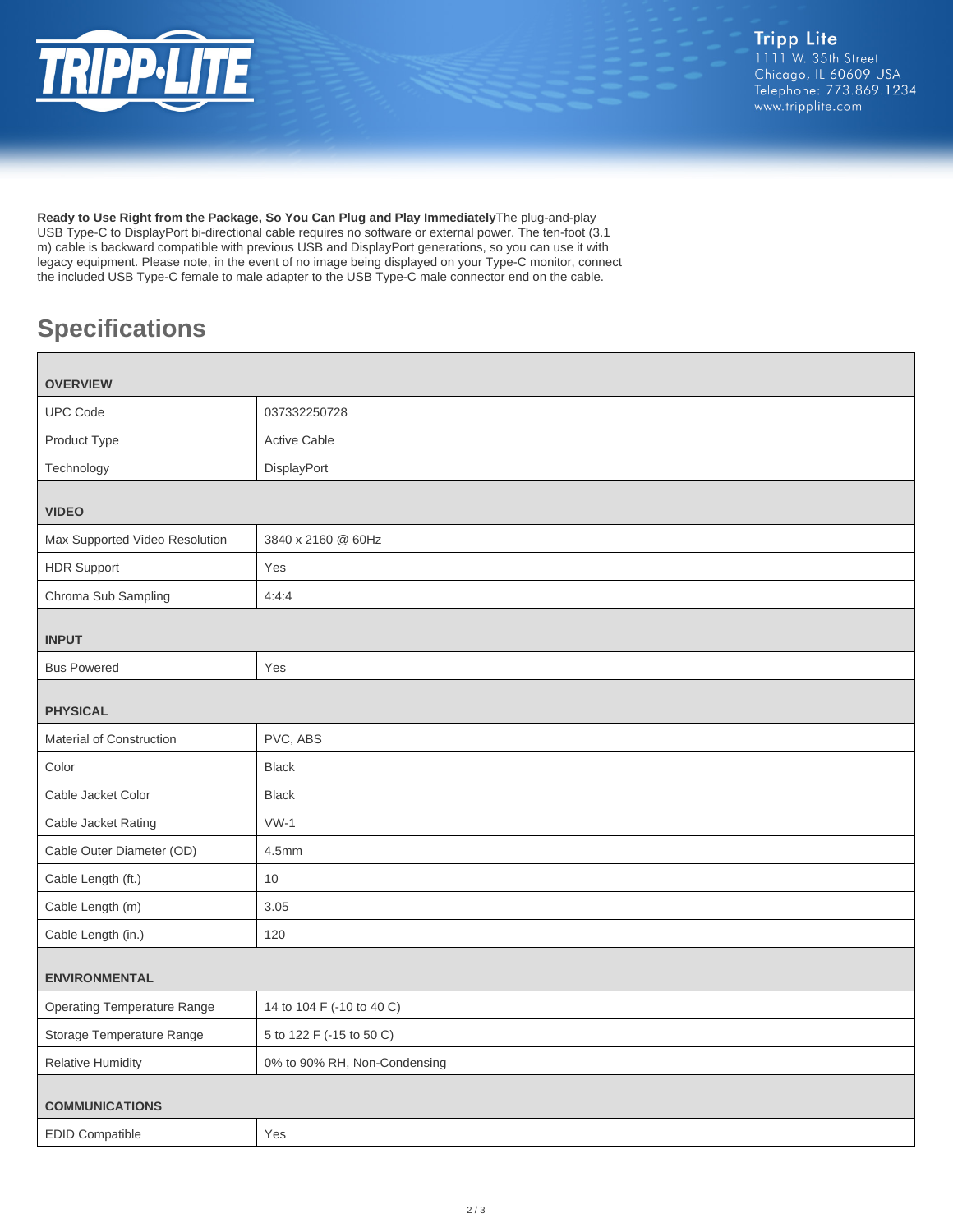**Ready to Use Right from the Package, So You Can Plug and Play Immediately**The plug-and-play USB Type-C to DisplayPort bi-directional cable requires no software or external power. The ten-foot (3.1 m) cable is backward compatible with previous USB and DisplayPort generations, so you can use it with legacy equipment. Please note, in the event of no image being displayed on your Type-C monitor, connect the included USB Type-C female to male adapter to the USB Type-C male connector end on the cable.

## Specifications

| **OVERVIEW** | |
|---|---|
| UPC Code | 037332250728 |
| Product Type | Active Cable |
| Technology | DisplayPort |
| **VIDEO** | |
| Max Supported Video Resolution | 3840 x 2160 @ 60Hz |
| HDR Support | Yes |
| Chroma Sub Sampling | 4:4:4 |
| **INPUT** | |
| Bus Powered | Yes |
| **PHYSICAL** | |
| Material of Construction | PVC, ABS |
| Color | Black |
| Cable Jacket Color | Black |
| Cable Jacket Rating | VW-1 |
| Cable Outer Diameter (OD) | 4.5mm |
| Cable Length (ft.) | 10 |
| Cable Length (m) | 3.05 |
| Cable Length (in.) | 120 |
| **ENVIRONMENTAL** | |
| Operating Temperature Range | 14 to 104 F (-10 to 40 C) |
| Storage Temperature Range | 5 to 122 F (-15 to 50 C) |
| Relative Humidity | 0% to 90% RH, Non-Condensing |
| **COMMUNICATIONS** | |
| EDID Compatible | Yes |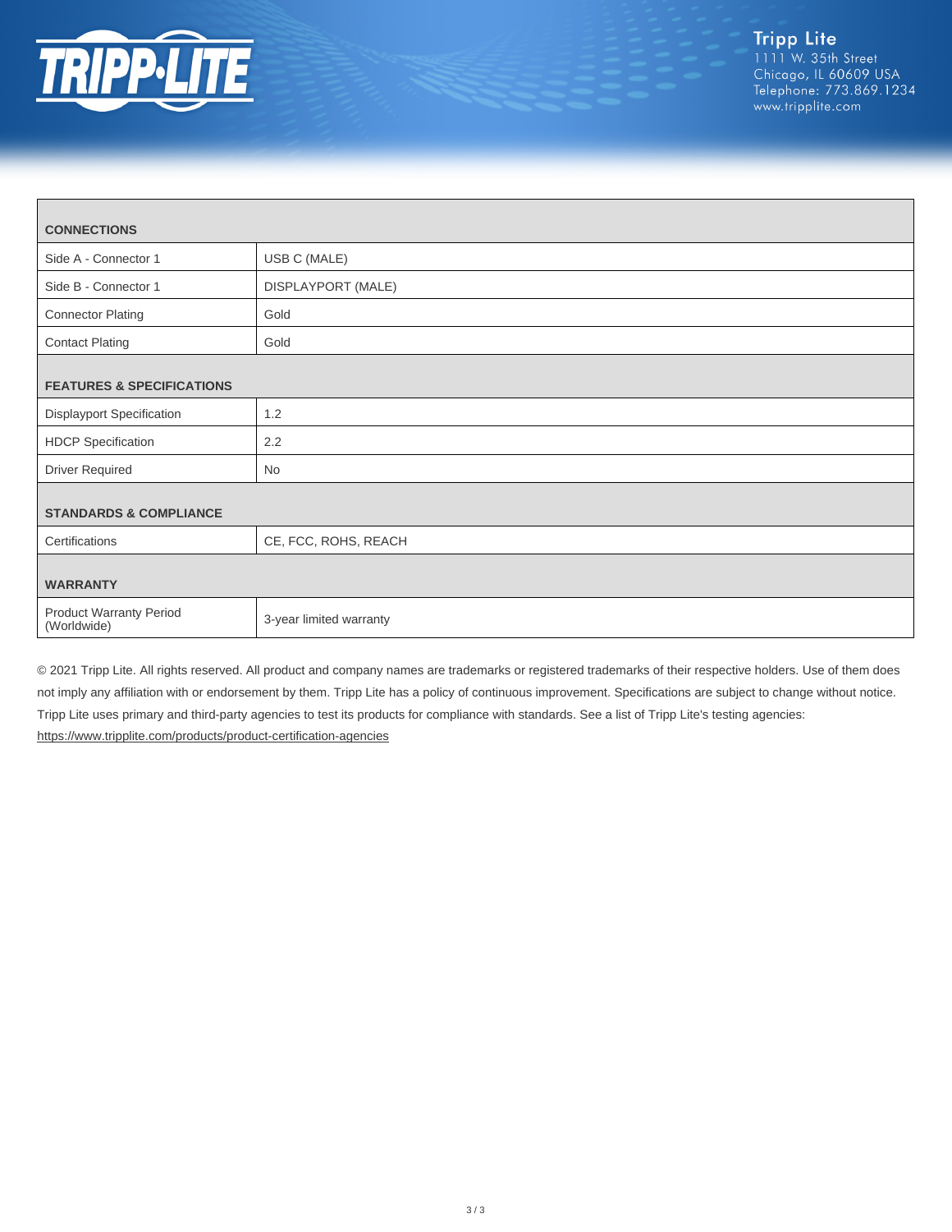Tripp Lite
1111 W. 35th Street
Chicago, IL 60609 USA
Telephone: 773.869.1234
www.tripplite.com

| CONNECTIONS | |
|---|---|
| Side A - Connector 1 | USB C (MALE) |
| Side B - Connector 1 | DISPLAYPORT (MALE) |
| Connector Plating | Gold |
| Contact Plating | Gold |
| **FEATURES & SPECIFICATIONS** | |
| Displayport Specification | 1.2 |
| HDCP Specification | 2.2 |
| Driver Required | No |
| **STANDARDS & COMPLIANCE** | |
| Certifications | CE, FCC, ROHS, REACH |
| **WARRANTY** | |
| Product Warranty Period (Worldwide) | 3-year limited warranty |

© 2021 Tripp Lite. All rights reserved. All product and company names are trademarks or registered trademarks of their respective holders. Use of them does not imply any affiliation with or endorsement by them. Tripp Lite has a policy of continuous improvement. Specifications are subject to change without notice. Tripp Lite uses primary and third-party agencies to test its products for compliance with standards. See a list of Tripp Lite's testing agencies: https://www.tripplite.com/products/product-certification-agencies